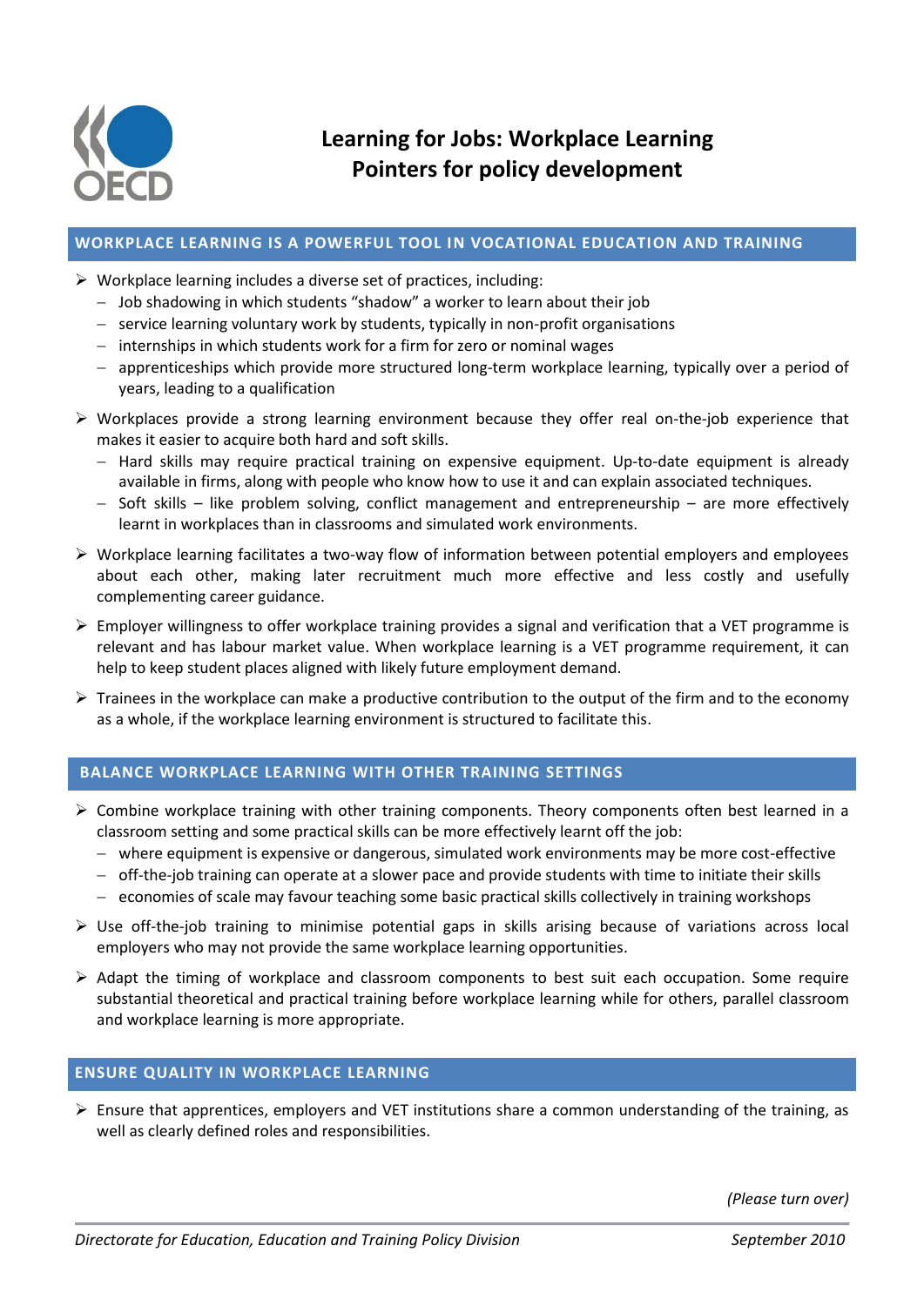# Learning for Jobs: Workplace Learning
# Pointers for policy development

## WORKPLACE LEARNING IS A POWERFUL TOOL IN VOCATIONAL EDUCATION AND TRAINING

- Workplace learning includes a diverse set of practices, including:
  - Job shadowing in which students "shadow" a worker to learn about their job
  - service learning voluntary work by students, typically in non-profit organisations
  - internships in which students work for a firm for zero or nominal wages
  - apprenticeships which provide more structured long-term workplace learning, typically over a period of years, leading to a qualification
- Workplaces provide a strong learning environment because they offer real on-the-job experience that makes it easier to acquire both hard and soft skills.
  - Hard skills may require practical training on expensive equipment. Up-to-date equipment is already available in firms, along with people who know how to use it and can explain associated techniques.
  - Soft skills – like problem solving, conflict management and entrepreneurship – are more effectively learnt in workplaces than in classrooms and simulated work environments.
- Workplace learning facilitates a two-way flow of information between potential employers and employees about each other, making later recruitment much more effective and less costly and usefully complementing career guidance.
- Employer willingness to offer workplace training provides a signal and verification that a VET programme is relevant and has labour market value. When workplace learning is a VET programme requirement, it can help to keep student places aligned with likely future employment demand.
- Trainees in the workplace can make a productive contribution to the output of the firm and to the economy as a whole, if the workplace learning environment is structured to facilitate this.

## BALANCE WORKPLACE LEARNING WITH OTHER TRAINING SETTINGS

- Combine workplace training with other training components. Theory components often best learned in a classroom setting and some practical skills can be more effectively learnt off the job:
  - where equipment is expensive or dangerous, simulated work environments may be more cost-effective
  - off-the-job training can operate at a slower pace and provide students with time to initiate their skills
  - economies of scale may favour teaching some basic practical skills collectively in training workshops
- Use off-the-job training to minimise potential gaps in skills arising because of variations across local employers who may not provide the same workplace learning opportunities.
- Adapt the timing of workplace and classroom components to best suit each occupation. Some require substantial theoretical and practical training before workplace learning while for others, parallel classroom and workplace learning is more appropriate.

## ENSURE QUALITY IN WORKPLACE LEARNING

- Ensure that apprentices, employers and VET institutions share a common understanding of the training, as well as clearly defined roles and responsibilities.

*(Please turn over)*

*Directorate for Education, Education and Training Policy Division* *September 2010*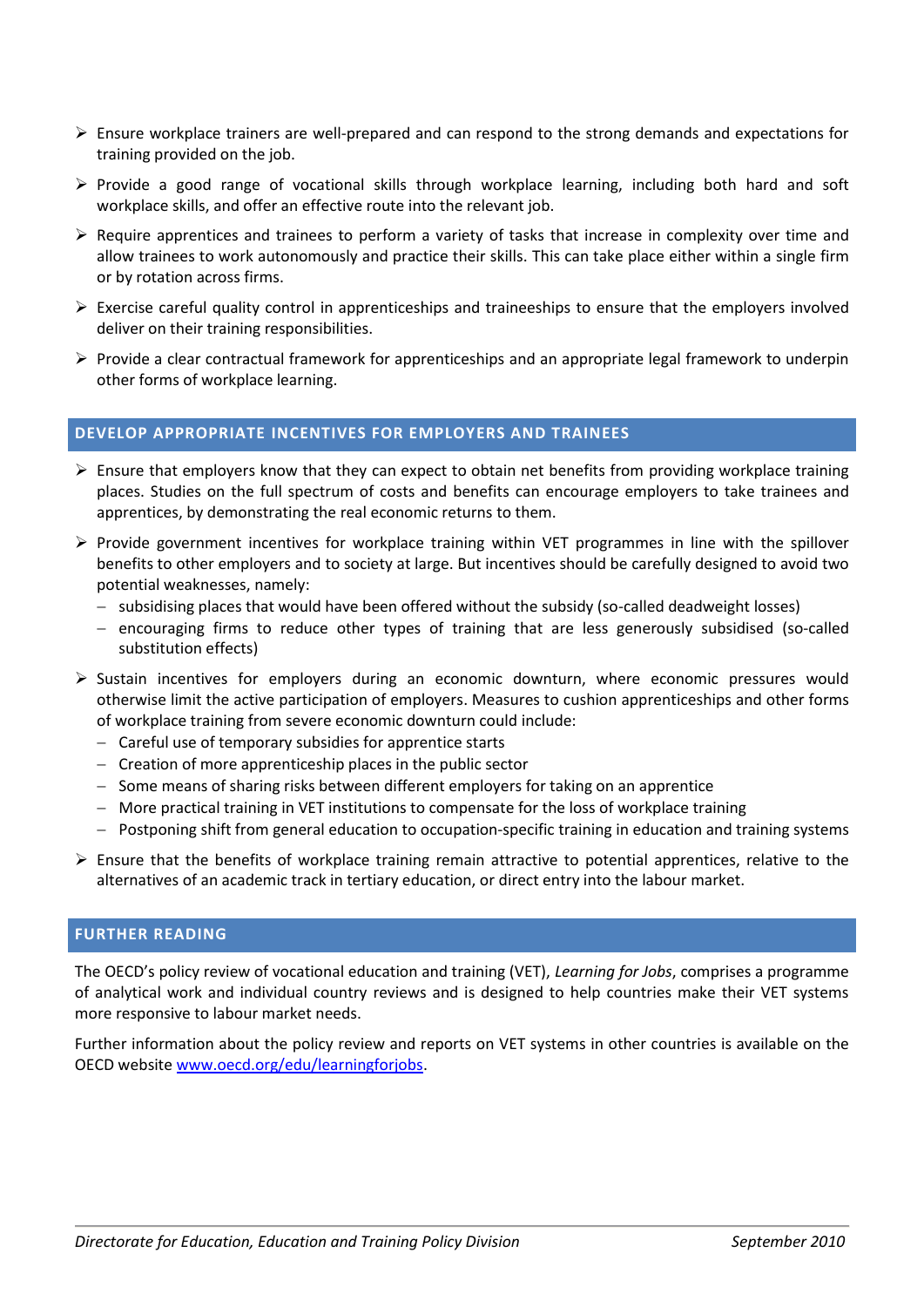- Ensure workplace trainers are well-prepared and can respond to the strong demands and expectations for training provided on the job.
- Provide a good range of vocational skills through workplace learning, including both hard and soft workplace skills, and offer an effective route into the relevant job.
- Require apprentices and trainees to perform a variety of tasks that increase in complexity over time and allow trainees to work autonomously and practice their skills. This can take place either within a single firm or by rotation across firms.
- Exercise careful quality control in apprenticeships and traineeships to ensure that the employers involved deliver on their training responsibilities.
- Provide a clear contractual framework for apprenticeships and an appropriate legal framework to underpin other forms of workplace learning.

## DEVELOP APPROPRIATE INCENTIVES FOR EMPLOYERS AND TRAINEES

- Ensure that employers know that they can expect to obtain net benefits from providing workplace training places. Studies on the full spectrum of costs and benefits can encourage employers to take trainees and apprentices, by demonstrating the real economic returns to them.
- Provide government incentives for workplace training within VET programmes in line with the spillover benefits to other employers and to society at large. But incentives should be carefully designed to avoid two potential weaknesses, namely:
  - subsidising places that would have been offered without the subsidy (so-called deadweight losses)
  - encouraging firms to reduce other types of training that are less generously subsidised (so-called substitution effects)
- Sustain incentives for employers during an economic downturn, where economic pressures would otherwise limit the active participation of employers. Measures to cushion apprenticeships and other forms of workplace training from severe economic downturn could include:
  - Careful use of temporary subsidies for apprentice starts
  - Creation of more apprenticeship places in the public sector
  - Some means of sharing risks between different employers for taking on an apprentice
  - More practical training in VET institutions to compensate for the loss of workplace training
  - Postponing shift from general education to occupation-specific training in education and training systems
- Ensure that the benefits of workplace training remain attractive to potential apprentices, relative to the alternatives of an academic track in tertiary education, or direct entry into the labour market.

## FURTHER READING

The OECD's policy review of vocational education and training (VET), *Learning for Jobs*, comprises a programme of analytical work and individual country reviews and is designed to help countries make their VET systems more responsive to labour market needs.

Further information about the policy review and reports on VET systems in other countries is available on the OECD website [www.oecd.org/edu/learningforjobs](www.oecd.org/edu/learningforjobs).